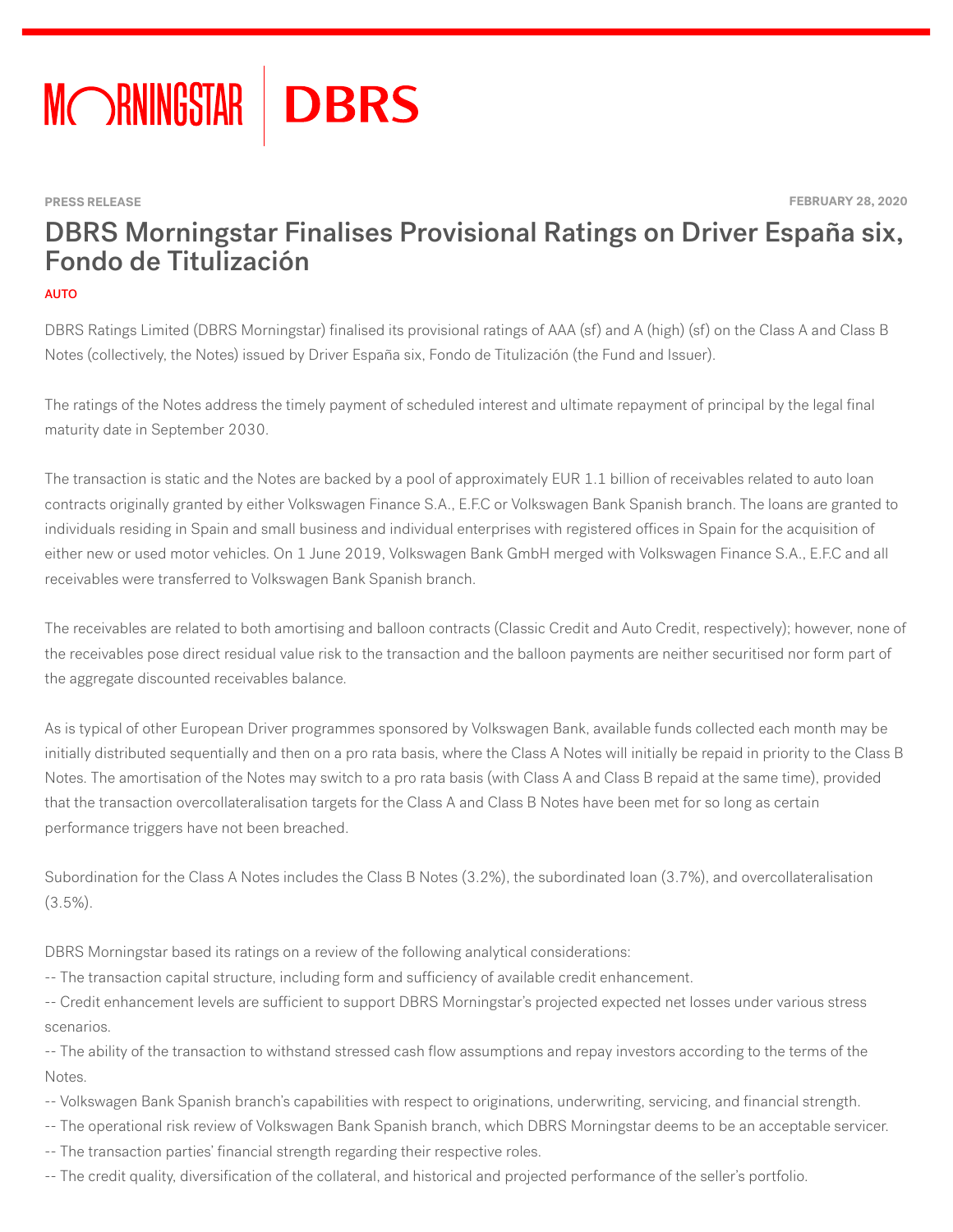PRESS RELEASE

FEBRUARY 28, 2020

# DBRS Morningstar Finalises Provisional Ratings on Driver España six, Fondo de Titulización

AUTO

DBRS Ratings Limited (DBRS Morningstar) finalised its provisional ratings of AAA (sf) and A (high) (sf) on the Class A and Class B Notes (collectively, the Notes) issued by Driver España six, Fondo de Titulización (the Fund and Issuer).

The ratings of the Notes address the timely payment of scheduled interest and ultimate repayment of principal by the legal final maturity date in September 2030.

The transaction is static and the Notes are backed by a pool of approximately EUR 1.1 billion of receivables related to auto loan contracts originally granted by either Volkswagen Finance S.A., E.F.C or Volkswagen Bank Spanish branch. The loans are granted to individuals residing in Spain and small business and individual enterprises with registered offices in Spain for the acquisition of either new or used motor vehicles. On 1 June 2019, Volkswagen Bank GmbH merged with Volkswagen Finance S.A., E.F.C and all receivables were transferred to Volkswagen Bank Spanish branch.

The receivables are related to both amortising and balloon contracts (Classic Credit and Auto Credit, respectively); however, none of the receivables pose direct residual value risk to the transaction and the balloon payments are neither securitised nor form part of the aggregate discounted receivables balance.

As is typical of other European Driver programmes sponsored by Volkswagen Bank, available funds collected each month may be initially distributed sequentially and then on a pro rata basis, where the Class A Notes will initially be repaid in priority to the Class B Notes. The amortisation of the Notes may switch to a pro rata basis (with Class A and Class B repaid at the same time), provided that the transaction overcollateralisation targets for the Class A and Class B Notes have been met for so long as certain performance triggers have not been breached.

Subordination for the Class A Notes includes the Class B Notes (3.2%), the subordinated loan (3.7%), and overcollateralisation (3.5%).

DBRS Morningstar based its ratings on a review of the following analytical considerations:
-- The transaction capital structure, including form and sufficiency of available credit enhancement.
-- Credit enhancement levels are sufficient to support DBRS Morningstar's projected expected net losses under various stress scenarios.
-- The ability of the transaction to withstand stressed cash flow assumptions and repay investors according to the terms of the Notes.
-- Volkswagen Bank Spanish branch's capabilities with respect to originations, underwriting, servicing, and financial strength.
-- The operational risk review of Volkswagen Bank Spanish branch, which DBRS Morningstar deems to be an acceptable servicer.
-- The transaction parties' financial strength regarding their respective roles.
-- The credit quality, diversification of the collateral, and historical and projected performance of the seller's portfolio.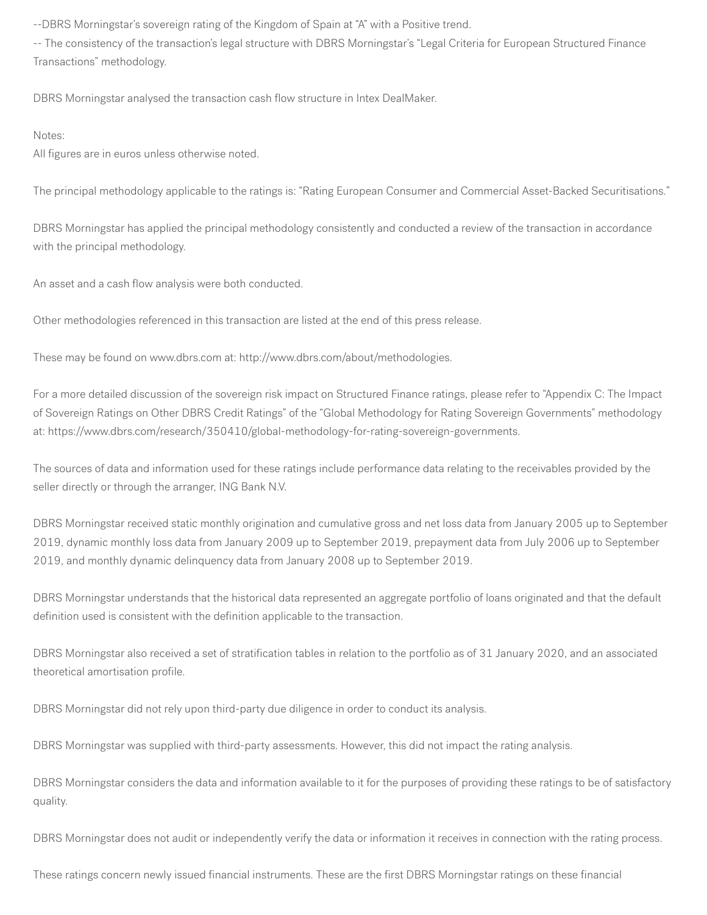--DBRS Morningstar's sovereign rating of the Kingdom of Spain at "A" with a Positive trend.

-- The consistency of the transaction's legal structure with DBRS Morningstar's "Legal Criteria for European Structured Finance Transactions" methodology.

DBRS Morningstar analysed the transaction cash flow structure in Intex DealMaker.

Notes:

All figures are in euros unless otherwise noted.

The principal methodology applicable to the ratings is: "Rating European Consumer and Commercial Asset-Backed Securitisations."

DBRS Morningstar has applied the principal methodology consistently and conducted a review of the transaction in accordance with the principal methodology.

An asset and a cash flow analysis were both conducted.

Other methodologies referenced in this transaction are listed at the end of this press release.

These may be found on www.dbrs.com at: http://www.dbrs.com/about/methodologies.

For a more detailed discussion of the sovereign risk impact on Structured Finance ratings, please refer to "Appendix C: The Impact of Sovereign Ratings on Other DBRS Credit Ratings" of the "Global Methodology for Rating Sovereign Governments" methodology at: https://www.dbrs.com/research/350410/global-methodology-for-rating-sovereign-governments.

The sources of data and information used for these ratings include performance data relating to the receivables provided by the seller directly or through the arranger, ING Bank N.V.

DBRS Morningstar received static monthly origination and cumulative gross and net loss data from January 2005 up to September 2019, dynamic monthly loss data from January 2009 up to September 2019, prepayment data from July 2006 up to September 2019, and monthly dynamic delinquency data from January 2008 up to September 2019.

DBRS Morningstar understands that the historical data represented an aggregate portfolio of loans originated and that the default definition used is consistent with the definition applicable to the transaction.

DBRS Morningstar also received a set of stratification tables in relation to the portfolio as of 31 January 2020, and an associated theoretical amortisation profile.

DBRS Morningstar did not rely upon third-party due diligence in order to conduct its analysis.

DBRS Morningstar was supplied with third-party assessments. However, this did not impact the rating analysis.

DBRS Morningstar considers the data and information available to it for the purposes of providing these ratings to be of satisfactory quality.

DBRS Morningstar does not audit or independently verify the data or information it receives in connection with the rating process.

These ratings concern newly issued financial instruments. These are the first DBRS Morningstar ratings on these financial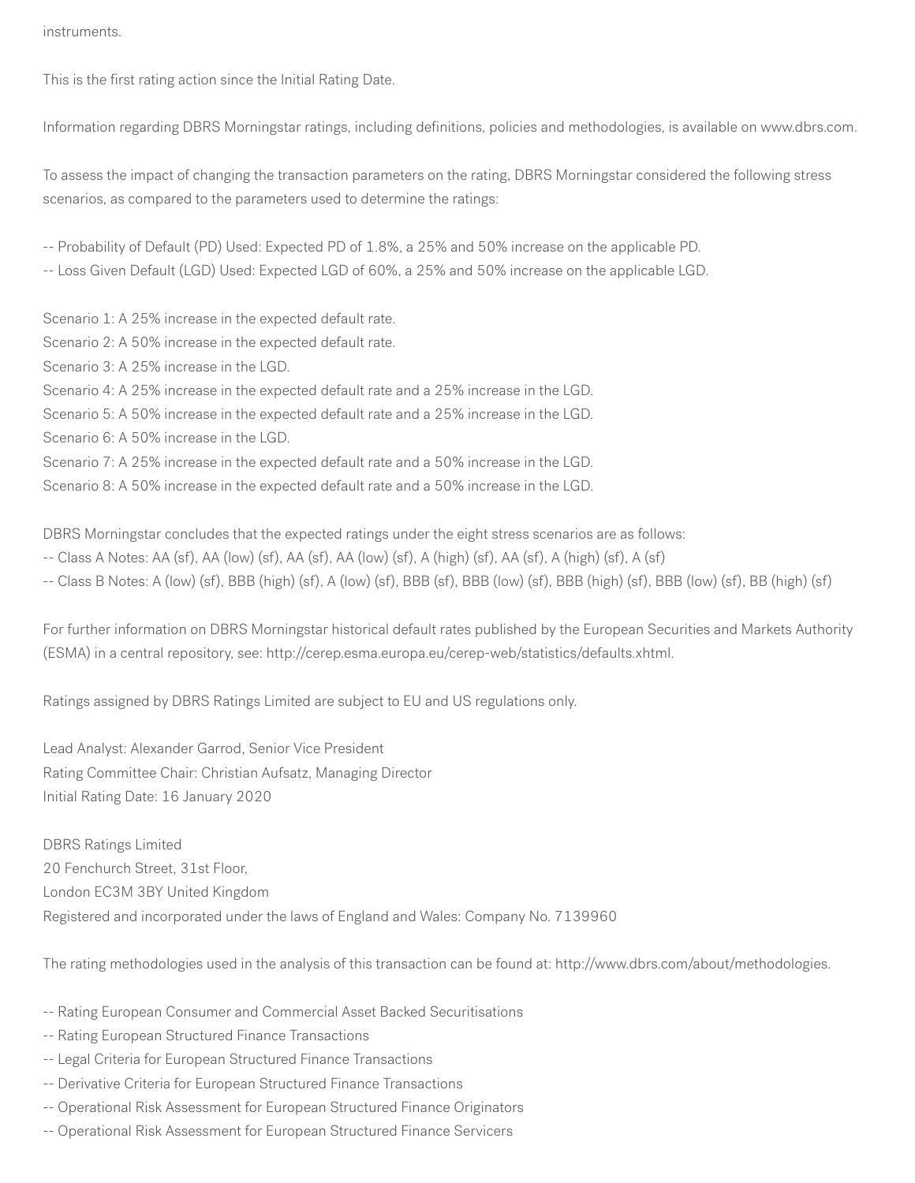instruments.

This is the first rating action since the Initial Rating Date.

Information regarding DBRS Morningstar ratings, including definitions, policies and methodologies, is available on www.dbrs.com.

To assess the impact of changing the transaction parameters on the rating, DBRS Morningstar considered the following stress scenarios, as compared to the parameters used to determine the ratings:

-- Probability of Default (PD) Used: Expected PD of 1.8%, a 25% and 50% increase on the applicable PD.
-- Loss Given Default (LGD) Used: Expected LGD of 60%, a 25% and 50% increase on the applicable LGD.

Scenario 1: A 25% increase in the expected default rate.
Scenario 2: A 50% increase in the expected default rate.
Scenario 3: A 25% increase in the LGD.
Scenario 4: A 25% increase in the expected default rate and a 25% increase in the LGD.
Scenario 5: A 50% increase in the expected default rate and a 25% increase in the LGD.
Scenario 6: A 50% increase in the LGD.
Scenario 7: A 25% increase in the expected default rate and a 50% increase in the LGD.
Scenario 8: A 50% increase in the expected default rate and a 50% increase in the LGD.

DBRS Morningstar concludes that the expected ratings under the eight stress scenarios are as follows:
-- Class A Notes: AA (sf), AA (low) (sf), AA (sf), AA (low) (sf), A (high) (sf), AA (sf), A (high) (sf), A (sf)
-- Class B Notes: A (low) (sf), BBB (high) (sf), A (low) (sf), BBB (sf), BBB (low) (sf), BBB (high) (sf), BBB (low) (sf), BB (high) (sf)

For further information on DBRS Morningstar historical default rates published by the European Securities and Markets Authority (ESMA) in a central repository, see: http://cerep.esma.europa.eu/cerep-web/statistics/defaults.xhtml.

Ratings assigned by DBRS Ratings Limited are subject to EU and US regulations only.

Lead Analyst: Alexander Garrod, Senior Vice President
Rating Committee Chair: Christian Aufsatz, Managing Director
Initial Rating Date: 16 January 2020

DBRS Ratings Limited
20 Fenchurch Street, 31st Floor,
London EC3M 3BY United Kingdom
Registered and incorporated under the laws of England and Wales: Company No. 7139960

The rating methodologies used in the analysis of this transaction can be found at: http://www.dbrs.com/about/methodologies.

-- Rating European Consumer and Commercial Asset Backed Securitisations
-- Rating European Structured Finance Transactions
-- Legal Criteria for European Structured Finance Transactions
-- Derivative Criteria for European Structured Finance Transactions
-- Operational Risk Assessment for European Structured Finance Originators
-- Operational Risk Assessment for European Structured Finance Servicers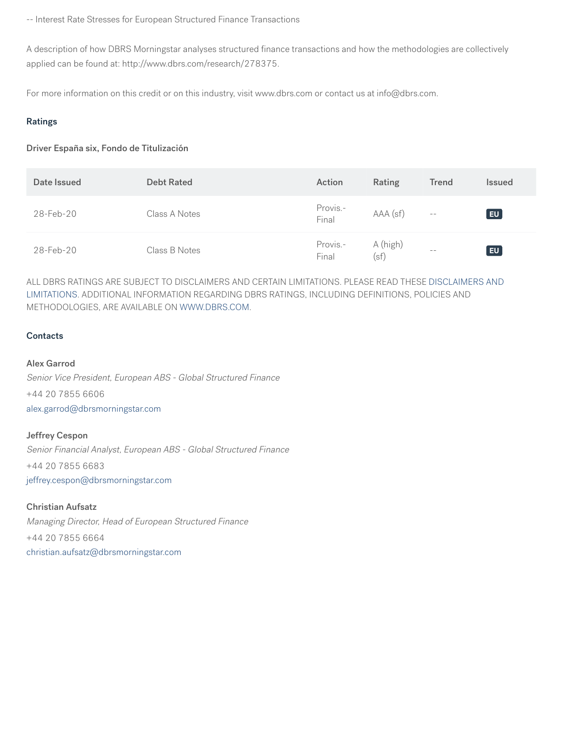-- Interest Rate Stresses for European Structured Finance Transactions

A description of how DBRS Morningstar analyses structured finance transactions and how the methodologies are collectively applied can be found at: http://www.dbrs.com/research/278375.

For more information on this credit or on this industry, visit www.dbrs.com or contact us at info@dbrs.com.

## Ratings

### Driver España six, Fondo de Titulización

| Date Issued | Debt Rated | Action | Rating | Trend | Issued |
|---|---|---|---|---|---|
| 28-Feb-20 | Class A Notes | Provis.-Final | AAA (sf) | -- | EU |
| 28-Feb-20 | Class B Notes | Provis.-Final | A (high) (sf) | -- | EU |

ALL DBRS RATINGS ARE SUBJECT TO DISCLAIMERS AND CERTAIN LIMITATIONS. PLEASE READ THESE DISCLAIMERS AND LIMITATIONS. ADDITIONAL INFORMATION REGARDING DBRS RATINGS, INCLUDING DEFINITIONS, POLICIES AND METHODOLOGIES, ARE AVAILABLE ON WWW.DBRS.COM.

## Contacts

**Alex Garrod**
*Senior Vice President, European ABS - Global Structured Finance*
+44 20 7855 6606
alex.garrod@dbrsmorningstar.com

**Jeffrey Cespon**
*Senior Financial Analyst, European ABS - Global Structured Finance*
+44 20 7855 6683
jeffrey.cespon@dbrsmorningstar.com

**Christian Aufsatz**
*Managing Director, Head of European Structured Finance*
+44 20 7855 6664
christian.aufsatz@dbrsmorningstar.com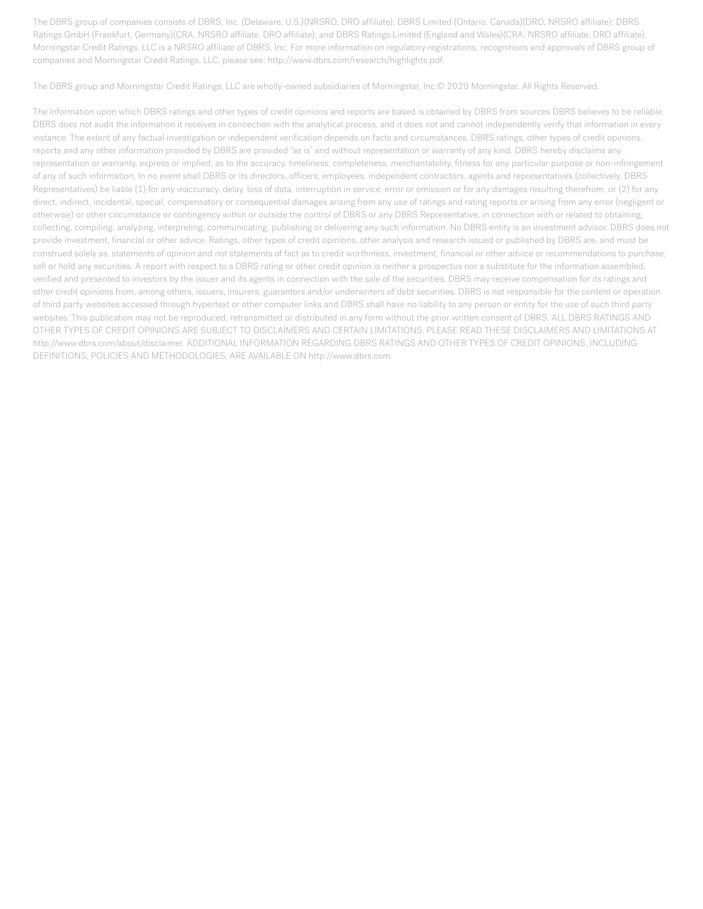The DBRS group of companies consists of DBRS, Inc. (Delaware, U.S.)(NRSRO, DRO affiliate); DBRS Limited (Ontario, Canada)(DRO, NRSRO affiliate); DBRS Ratings GmbH (Frankfurt, Germany)(CRA, NRSRO affiliate, DRO affiliate); and DBRS Ratings Limited (England and Wales)(CRA, NRSRO affiliate, DRO affiliate). Morningstar Credit Ratings, LLC is a NRSRO affiliate of DBRS, Inc. For more information on regulatory registrations, recognitions and approvals of DBRS group of companies and Morningstar Credit Ratings, LLC, please see: http://www.dbrs.com/research/highlights.pdf.

The DBRS group and Morningstar Credit Ratings, LLC are wholly-owned subsidiaries of Morningstar, Inc.© 2020 Morningstar. All Rights Reserved.

The information upon which DBRS ratings and other types of credit opinions and reports are based is obtained by DBRS from sources DBRS believes to be reliable. DBRS does not audit the information it receives in connection with the analytical process, and it does not and cannot independently verify that information in every instance. The extent of any factual investigation or independent verification depends on facts and circumstances. DBRS ratings, other types of credit opinions, reports and any other information provided by DBRS are provided "as is" and without representation or warranty of any kind. DBRS hereby disclaims any representation or warranty, express or implied, as to the accuracy, timeliness, completeness, merchantability, fitness for any particular purpose or non-infringement of any of such information. In no event shall DBRS or its directors, officers, employees, independent contractors, agents and representatives (collectively, DBRS Representatives) be liable (1) for any inaccuracy, delay, loss of data, interruption in service, error or omission or for any damages resulting therefrom, or (2) for any direct, indirect, incidental, special, compensatory or consequential damages arising from any use of ratings and rating reports or arising from any error (negligent or otherwise) or other circumstance or contingency within or outside the control of DBRS or any DBRS Representative, in connection with or related to obtaining, collecting, compiling, analyzing, interpreting, communicating, publishing or delivering any such information. No DBRS entity is an investment advisor. DBRS does not provide investment, financial or other advice. Ratings, other types of credit opinions, other analysis and research issued or published by DBRS are, and must be construed solely as, statements of opinion and not statements of fact as to credit worthiness, investment, financial or other advice or recommendations to purchase, sell or hold any securities. A report with respect to a DBRS rating or other credit opinion is neither a prospectus nor a substitute for the information assembled, verified and presented to investors by the issuer and its agents in connection with the sale of the securities. DBRS may receive compensation for its ratings and other credit opinions from, among others, issuers, insurers, guarantors and/or underwriters of debt securities. DBRS is not responsible for the content or operation of third party websites accessed through hypertext or other computer links and DBRS shall have no liability to any person or entity for the use of such third party websites. This publication may not be reproduced, retransmitted or distributed in any form without the prior written consent of DBRS. ALL DBRS RATINGS AND OTHER TYPES OF CREDIT OPINIONS ARE SUBJECT TO DISCLAIMERS AND CERTAIN LIMITATIONS. PLEASE READ THESE DISCLAIMERS AND LIMITATIONS AT http://www.dbrs.com/about/disclaimer. ADDITIONAL INFORMATION REGARDING DBRS RATINGS AND OTHER TYPES OF CREDIT OPINIONS, INCLUDING DEFINITIONS, POLICIES AND METHODOLOGIES, ARE AVAILABLE ON http://www.dbrs.com.